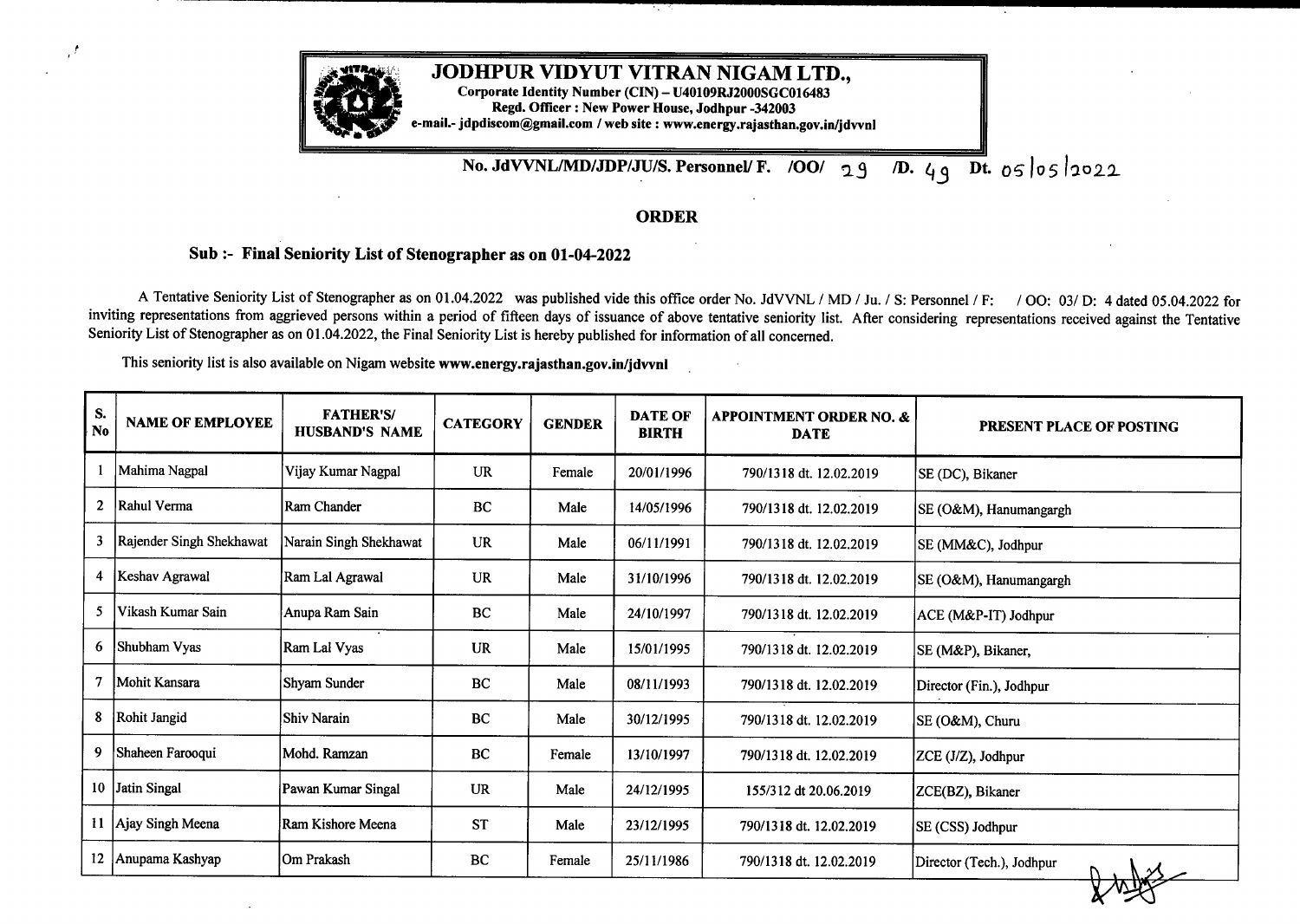# JODHPUR VIDYUT VITRAN NIGAM LTD.,

**Corporate Identity Number (CIN) – U40109RJ2000SGC016483**
**Regd. Officer : New Power House, Jodhpur -342003**
**e-mail.- jdpdiscom@gmail.com / web site : www.energy.rajasthan.gov.in/jdvvnl**

**No. JdVVNL/MD/JDP/JU/S. Personnel/ F. /OO/ 29 /D. 49 Dt. 05/05/2022**

## ORDER

**Sub :- Final Seniority List of Stenographer as on 01-04-2022**

A Tentative Seniority List of Stenographer as on 01.04.2022 was published vide this office order No. JdVVNL / MD / Ju. / S: Personnel / F: / OO: 03/ D: 4 dated 05.04.2022 for inviting representations from aggrieved persons within a period of fifteen days of issuance of above tentative seniority list. After considering representations received against the Tentative Seniority List of Stenographer as on 01.04.2022, the Final Seniority List is hereby published for information of all concerned.

This seniority list is also available on Nigam website **www.energy.rajasthan.gov.in/jdvvnl**

| S. No | NAME OF EMPLOYEE | FATHER'S/ HUSBAND'S NAME | CATEGORY | GENDER | DATE OF BIRTH | APPOINTMENT ORDER NO. & DATE | PRESENT PLACE OF POSTING |
|---|---|---|---|---|---|---|---|
| 1 | Mahima Nagpal | Vijay Kumar Nagpal | UR | Female | 20/01/1996 | 790/1318 dt. 12.02.2019 | SE (DC), Bikaner |
| 2 | Rahul Verma | Ram Chander | BC | Male | 14/05/1996 | 790/1318 dt. 12.02.2019 | SE (O&M), Hanumangargh |
| 3 | Rajender Singh Shekhawat | Narain Singh Shekhawat | UR | Male | 06/11/1991 | 790/1318 dt. 12.02.2019 | SE (MM&C), Jodhpur |
| 4 | Keshav Agrawal | Ram Lal Agrawal | UR | Male | 31/10/1996 | 790/1318 dt. 12.02.2019 | SE (O&M), Hanumangargh |
| 5 | Vikash Kumar Sain | Anupa Ram Sain | BC | Male | 24/10/1997 | 790/1318 dt. 12.02.2019 | ACE (M&P-IT) Jodhpur |
| 6 | Shubham Vyas | Ram Lal Vyas | UR | Male | 15/01/1995 | 790/1318 dt. 12.02.2019 | SE (M&P), Bikaner, |
| 7 | Mohit Kansara | Shyam Sunder | BC | Male | 08/11/1993 | 790/1318 dt. 12.02.2019 | Director (Fin.), Jodhpur |
| 8 | Rohit Jangid | Shiv Narain | BC | Male | 30/12/1995 | 790/1318 dt. 12.02.2019 | SE (O&M), Churu |
| 9 | Shaheen Farooqui | Mohd. Ramzan | BC | Female | 13/10/1997 | 790/1318 dt. 12.02.2019 | ZCE (J/Z), Jodhpur |
| 10 | Jatin Singal | Pawan Kumar Singal | UR | Male | 24/12/1995 | 155/312 dt 20.06.2019 | ZCE(BZ), Bikaner |
| 11 | Ajay Singh Meena | Ram Kishore Meena | ST | Male | 23/12/1995 | 790/1318 dt. 12.02.2019 | SE (CSS) Jodhpur |
| 12 | Anupama Kashyap | Om Prakash | BC | Female | 25/11/1986 | 790/1318 dt. 12.02.2019 | Director (Tech.), Jodhpur |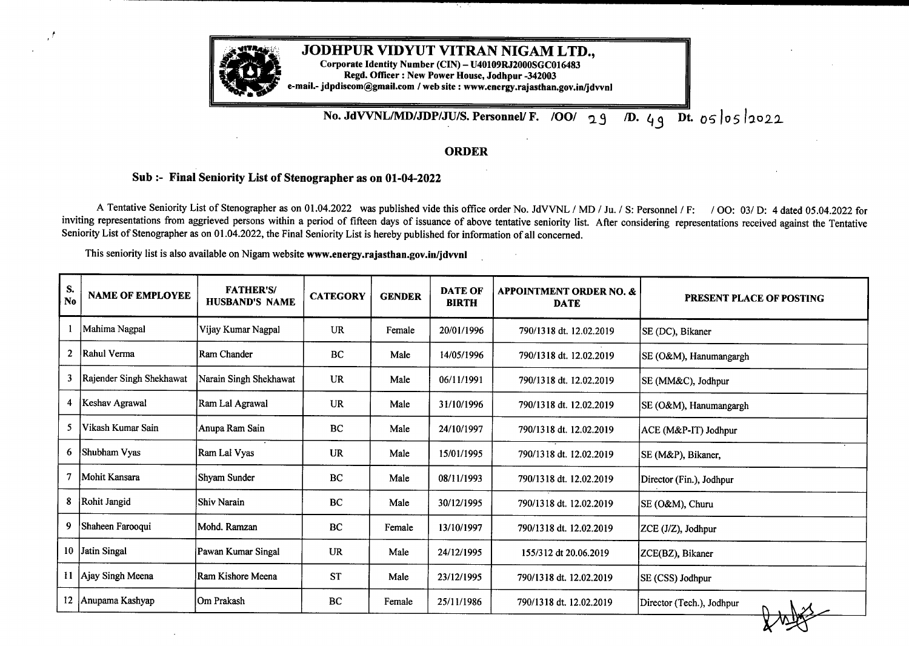# JODHPUR VIDYUT VITRAN NIGAM LTD.,

Corporate Identity Number (CIN) – U40109RJ2000SGC016483
Regd. Officer : New Power House, Jodhpur -342003
e-mail.- jdpdiscom@gmail.com / web site : www.energy.rajasthan.gov.in/jdvvnl

**No. JdVVNL/MD/JDP/JU/S. Personnel/ F. /OO/ 29 /D. 49 Dt. 05/05/2022**

## ORDER

**Sub :- Final Seniority List of Stenographer as on 01-04-2022**

A Tentative Seniority List of Stenographer as on 01.04.2022 was published vide this office order No. JdVVNL / MD / Ju. / S: Personnel / F: / OO: 03/ D: 4 dated 05.04.2022 for inviting representations from aggrieved persons within a period of fifteen days of issuance of above tentative seniority list. After considering representations received against the Tentative Seniority List of Stenographer as on 01.04.2022, the Final Seniority List is hereby published for information of all concerned.

This seniority list is also available on Nigam website **www.energy.rajasthan.gov.in/jdvvnl**

| S. No | NAME OF EMPLOYEE | FATHER'S/ HUSBAND'S NAME | CATEGORY | GENDER | DATE OF BIRTH | APPOINTMENT ORDER NO. & DATE | PRESENT PLACE OF POSTING |
|---|---|---|---|---|---|---|---|
| 1 | Mahima Nagpal | Vijay Kumar Nagpal | UR | Female | 20/01/1996 | 790/1318 dt. 12.02.2019 | SE (DC), Bikaner |
| 2 | Rahul Verma | Ram Chander | BC | Male | 14/05/1996 | 790/1318 dt. 12.02.2019 | SE (O&M), Hanumangargh |
| 3 | Rajender Singh Shekhawat | Narain Singh Shekhawat | UR | Male | 06/11/1991 | 790/1318 dt. 12.02.2019 | SE (MM&C), Jodhpur |
| 4 | Keshav Agrawal | Ram Lal Agrawal | UR | Male | 31/10/1996 | 790/1318 dt. 12.02.2019 | SE (O&M), Hanumangargh |
| 5 | Vikash Kumar Sain | Anupa Ram Sain | BC | Male | 24/10/1997 | 790/1318 dt. 12.02.2019 | ACE (M&P-IT) Jodhpur |
| 6 | Shubham Vyas | Ram Lal Vyas | UR | Male | 15/01/1995 | 790/1318 dt. 12.02.2019 | SE (M&P), Bikaner, |
| 7 | Mohit Kansara | Shyam Sunder | BC | Male | 08/11/1993 | 790/1318 dt. 12.02.2019 | Director (Fin.), Jodhpur |
| 8 | Rohit Jangid | Shiv Narain | BC | Male | 30/12/1995 | 790/1318 dt. 12.02.2019 | SE (O&M), Churu |
| 9 | Shaheen Farooqui | Mohd. Ramzan | BC | Female | 13/10/1997 | 790/1318 dt. 12.02.2019 | ZCE (J/Z), Jodhpur |
| 10 | Jatin Singal | Pawan Kumar Singal | UR | Male | 24/12/1995 | 155/312 dt 20.06.2019 | ZCE(BZ), Bikaner |
| 11 | Ajay Singh Meena | Ram Kishore Meena | ST | Male | 23/12/1995 | 790/1318 dt. 12.02.2019 | SE (CSS) Jodhpur |
| 12 | Anupama Kashyap | Om Prakash | BC | Female | 25/11/1986 | 790/1318 dt. 12.02.2019 | Director (Tech.), Jodhpur |